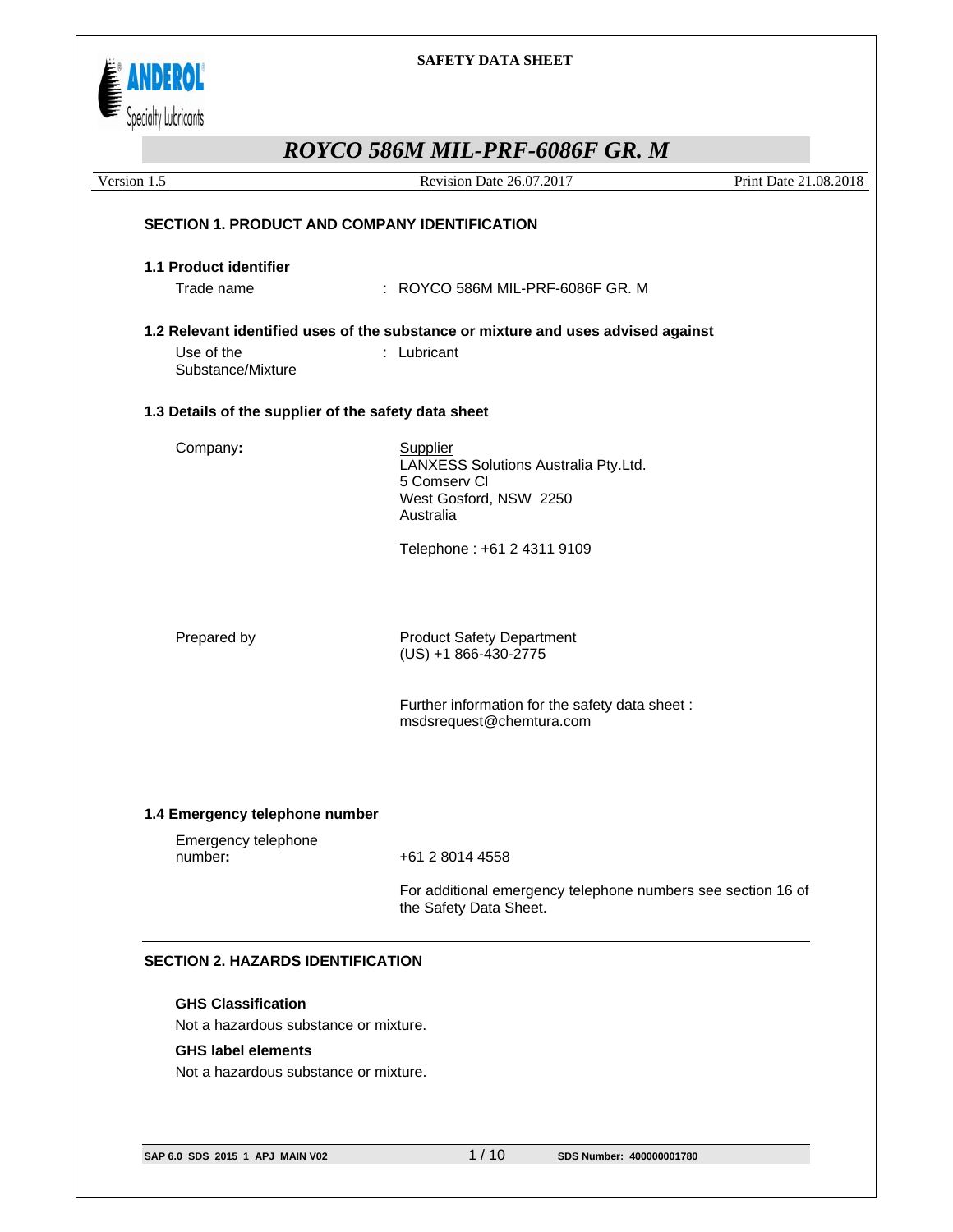SAFETY DATA SHEET

# ROYCO 586M MIL-PRF-6086F GR. M

Version 1.5 | Revision Date 26.07.2017 | Print Date 21.08.2018

## SECTION 1. PRODUCT AND COMPANY IDENTIFICATION

### 1.1 Product identifier

Trade name : ROYCO 586M MIL-PRF-6086F GR. M

### 1.2 Relevant identified uses of the substance or mixture and uses advised against

Use of the Substance/Mixture : Lubricant

### 1.3 Details of the supplier of the safety data sheet

Company:

Supplier
LANXESS Solutions Australia Pty.Ltd.
5 Comserv Cl
West Gosford, NSW 2250
Australia

Telephone : +61 2 4311 9109

Prepared by

Product Safety Department
(US) +1 866-430-2775

Further information for the safety data sheet :
msdsrequest@chemtura.com

### 1.4 Emergency telephone number

Emergency telephone number: +61 2 8014 4558

For additional emergency telephone numbers see section 16 of the Safety Data Sheet.

## SECTION 2. HAZARDS IDENTIFICATION

**GHS Classification**

Not a hazardous substance or mixture.

**GHS label elements**

Not a hazardous substance or mixture.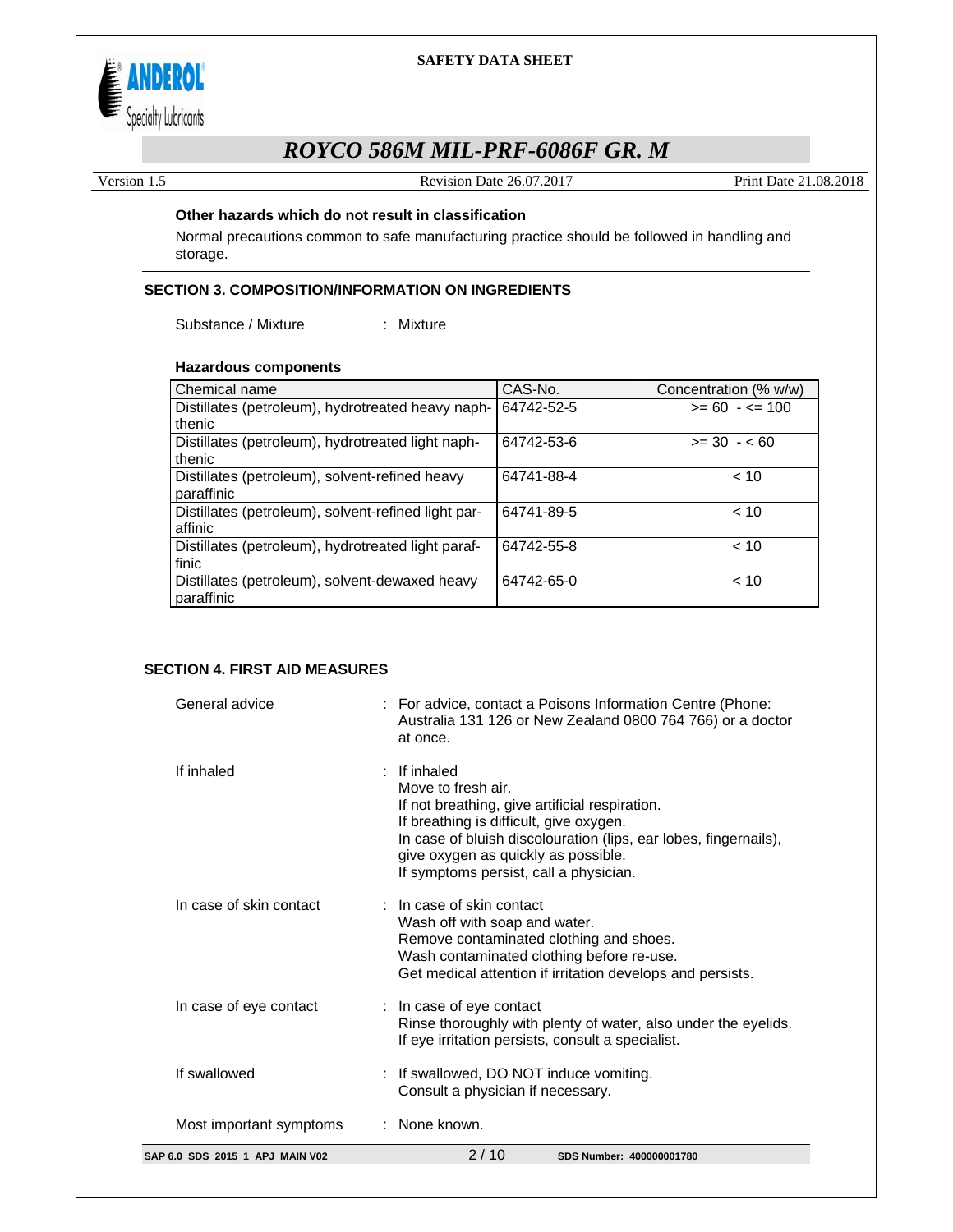**Other hazards which do not result in classification**

Normal precautions common to safe manufacturing practice should be followed in handling and storage.

## SECTION 3. COMPOSITION/INFORMATION ON INGREDIENTS

Substance / Mixture : Mixture

**Hazardous components**

| Chemical name | CAS-No. | Concentration (% w/w) |
| --- | --- | --- |
| Distillates (petroleum), hydrotreated heavy naphthenic | 64742-52-5 | >= 60 - <= 100 |
| Distillates (petroleum), hydrotreated light naphthenic | 64742-53-6 | >= 30 - < 60 |
| Distillates (petroleum), solvent-refined heavy paraffinic | 64741-88-4 | < 10 |
| Distillates (petroleum), solvent-refined light paraffinic | 64741-89-5 | < 10 |
| Distillates (petroleum), hydrotreated light paraffinic | 64742-55-8 | < 10 |
| Distillates (petroleum), solvent-dewaxed heavy paraffinic | 64742-65-0 | < 10 |

## SECTION 4. FIRST AID MEASURES

General advice : For advice, contact a Poisons Information Centre (Phone: Australia 131 126 or New Zealand 0800 764 766) or a doctor at once.

If inhaled : If inhaled
Move to fresh air.
If not breathing, give artificial respiration.
If breathing is difficult, give oxygen.
In case of bluish discolouration (lips, ear lobes, fingernails), give oxygen as quickly as possible.
If symptoms persist, call a physician.

In case of skin contact : In case of skin contact
Wash off with soap and water.
Remove contaminated clothing and shoes.
Wash contaminated clothing before re-use.
Get medical attention if irritation develops and persists.

In case of eye contact : In case of eye contact
Rinse thoroughly with plenty of water, also under the eyelids.
If eye irritation persists, consult a specialist.

If swallowed : If swallowed, DO NOT induce vomiting.
Consult a physician if necessary.

Most important symptoms : None known.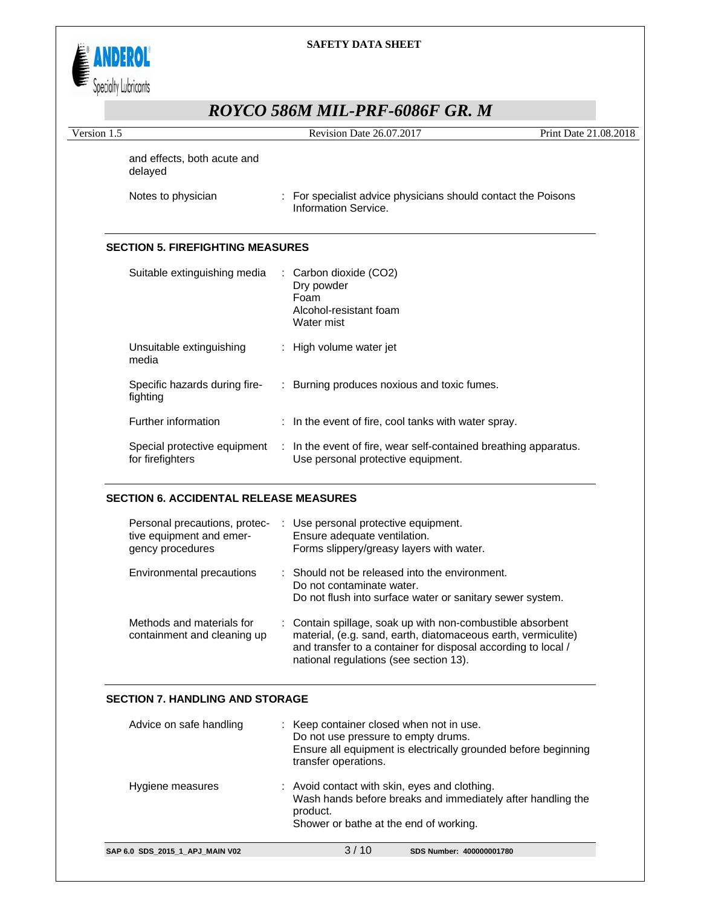| | |
|---|---|
| and effects, both acute and delayed | |
| Notes to physician | : For specialist advice physicians should contact the Poisons Information Service. |

## SECTION 5. FIREFIGHTING MEASURES

| | |
|---|---|
| Suitable extinguishing media | : Carbon dioxide ($CO_2$)<br>Dry powder<br>Foam<br>Alcohol-resistant foam<br>Water mist |
| Unsuitable extinguishing media | : High volume water jet |
| Specific hazards during fire-fighting | : Burning produces noxious and toxic fumes. |
| Further information | : In the event of fire, cool tanks with water spray. |
| Special protective equipment for firefighters | : In the event of fire, wear self-contained breathing apparatus.<br>Use personal protective equipment. |

## SECTION 6. ACCIDENTAL RELEASE MEASURES

| | |
|---|---|
| Personal precautions, protective equipment and emergency procedures | : Use personal protective equipment.<br>Ensure adequate ventilation.<br>Forms slippery/greasy layers with water. |
| Environmental precautions | : Should not be released into the environment.<br>Do not contaminate water.<br>Do not flush into surface water or sanitary sewer system. |
| Methods and materials for containment and cleaning up | : Contain spillage, soak up with non-combustible absorbent material, (e.g. sand, earth, diatomaceous earth, vermiculite) and transfer to a container for disposal according to local / national regulations (see section 13). |

## SECTION 7. HANDLING AND STORAGE

| | |
|---|---|
| Advice on safe handling | : Keep container closed when not in use.<br>Do not use pressure to empty drums.<br>Ensure all equipment is electrically grounded before beginning transfer operations. |
| Hygiene measures | : Avoid contact with skin, eyes and clothing.<br>Wash hands before breaks and immediately after handling the product.<br>Shower or bathe at the end of working. |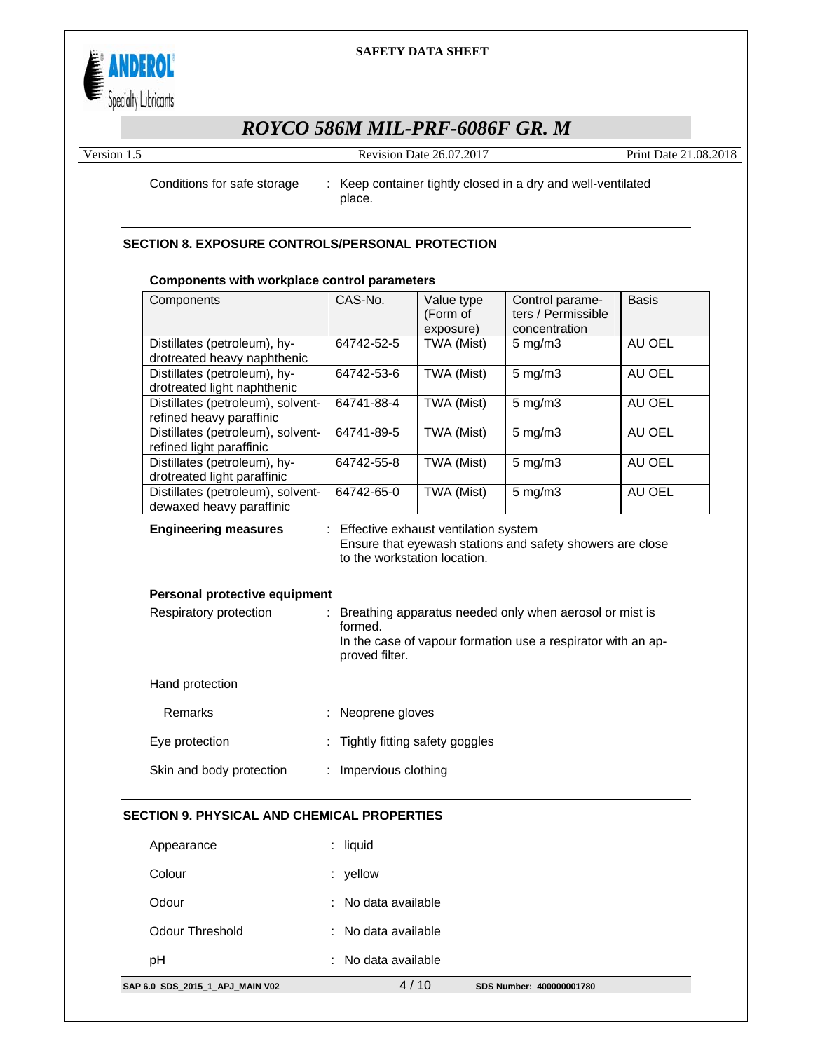Conditions for safe storage : Keep container tightly closed in a dry and well-ventilated place.

## SECTION 8. EXPOSURE CONTROLS/PERSONAL PROTECTION

### Components with workplace control parameters

| Components | CAS-No. | Value type (Form of exposure) | Control parameters / Permissible concentration | Basis |
|---|---|---|---|---|
| Distillates (petroleum), hydrotreated heavy naphthenic | 64742-52-5 | TWA (Mist) | 5 mg/m3 | AU OEL |
| Distillates (petroleum), hydrotreated light naphthenic | 64742-53-6 | TWA (Mist) | 5 mg/m3 | AU OEL |
| Distillates (petroleum), solvent-refined heavy paraffinic | 64741-88-4 | TWA (Mist) | 5 mg/m3 | AU OEL |
| Distillates (petroleum), solvent-refined light paraffinic | 64741-89-5 | TWA (Mist) | 5 mg/m3 | AU OEL |
| Distillates (petroleum), hydrotreated light paraffinic | 64742-55-8 | TWA (Mist) | 5 mg/m3 | AU OEL |
| Distillates (petroleum), solvent-dewaxed heavy paraffinic | 64742-65-0 | TWA (Mist) | 5 mg/m3 | AU OEL |

**Engineering measures** : Effective exhaust ventilation system
Ensure that eyewash stations and safety showers are close to the workstation location.

**Personal protective equipment**

Respiratory protection : Breathing apparatus needed only when aerosol or mist is formed.
In the case of vapour formation use a respirator with an approved filter.

Hand protection

Remarks : Neoprene gloves

Eye protection : Tightly fitting safety goggles

Skin and body protection : Impervious clothing

## SECTION 9. PHYSICAL AND CHEMICAL PROPERTIES

Appearance : liquid

Colour : yellow

Odour : No data available

Odour Threshold : No data available

pH : No data available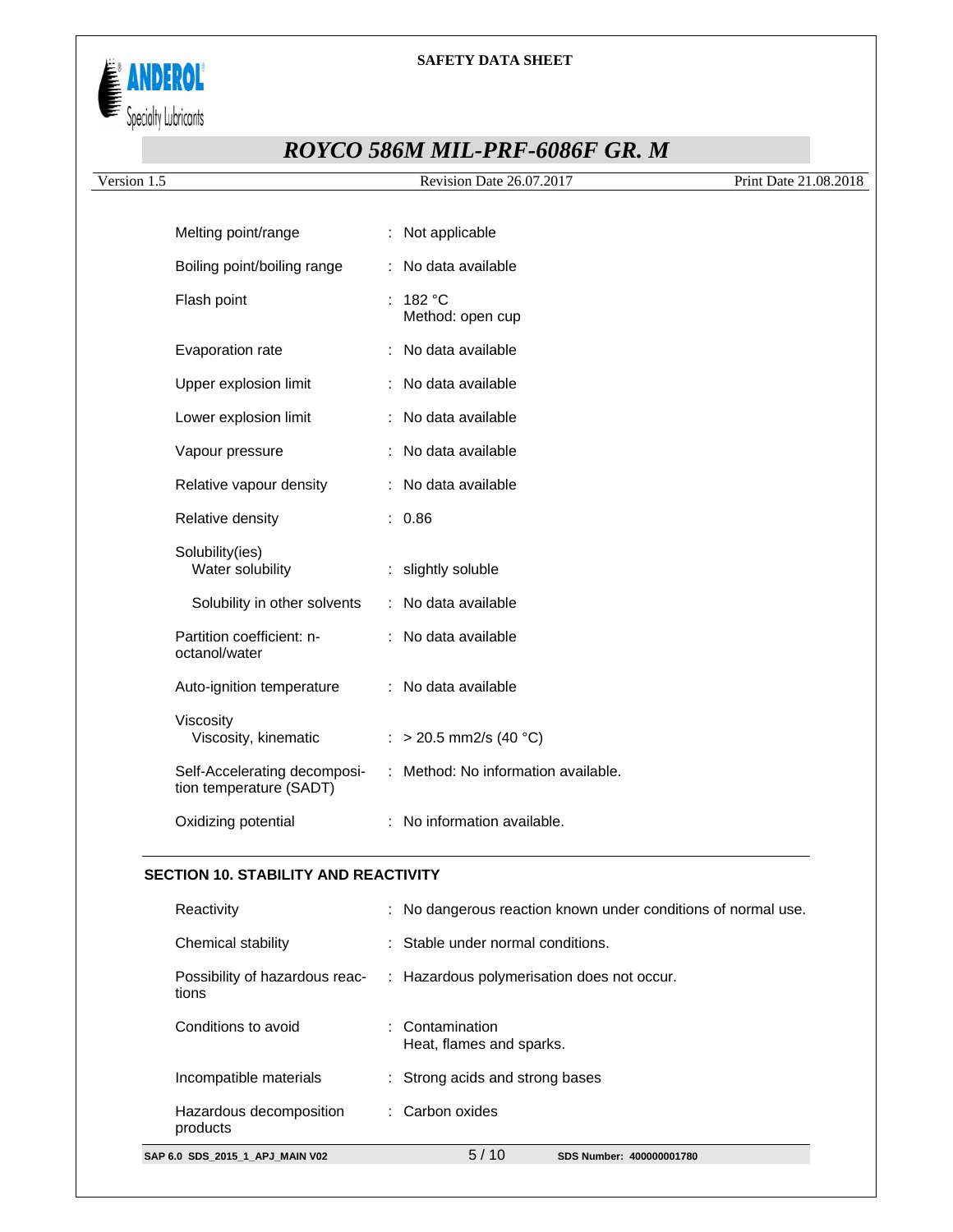| Property | | Value |
|---|---|---|
| Melting point/range | : | Not applicable |
| Boiling point/boiling range | : | No data available |
| Flash point | : | 182 °C<br>Method: open cup |
| Evaporation rate | : | No data available |
| Upper explosion limit | : | No data available |
| Lower explosion limit | : | No data available |
| Vapour pressure | : | No data available |
| Relative vapour density | : | No data available |
| Relative density | : | 0.86 |
| Solubility(ies)<br>Water solubility | : | slightly soluble |
| Solubility in other solvents | : | No data available |
| Partition coefficient: n-octanol/water | : | No data available |
| Auto-ignition temperature | : | No data available |
| Viscosity<br>Viscosity, kinematic | : | > 20.5 mm2/s (40 °C) |
| Self-Accelerating decomposition temperature (SADT) | : | Method: No information available. |
| Oxidizing potential | : | No information available. |

## SECTION 10. STABILITY AND REACTIVITY

| Property | | Value |
|---|---|---|
| Reactivity | : | No dangerous reaction known under conditions of normal use. |
| Chemical stability | : | Stable under normal conditions. |
| Possibility of hazardous reactions | : | Hazardous polymerisation does not occur. |
| Conditions to avoid | : | Contamination<br>Heat, flames and sparks. |
| Incompatible materials | : | Strong acids and strong bases |
| Hazardous decomposition products | : | Carbon oxides |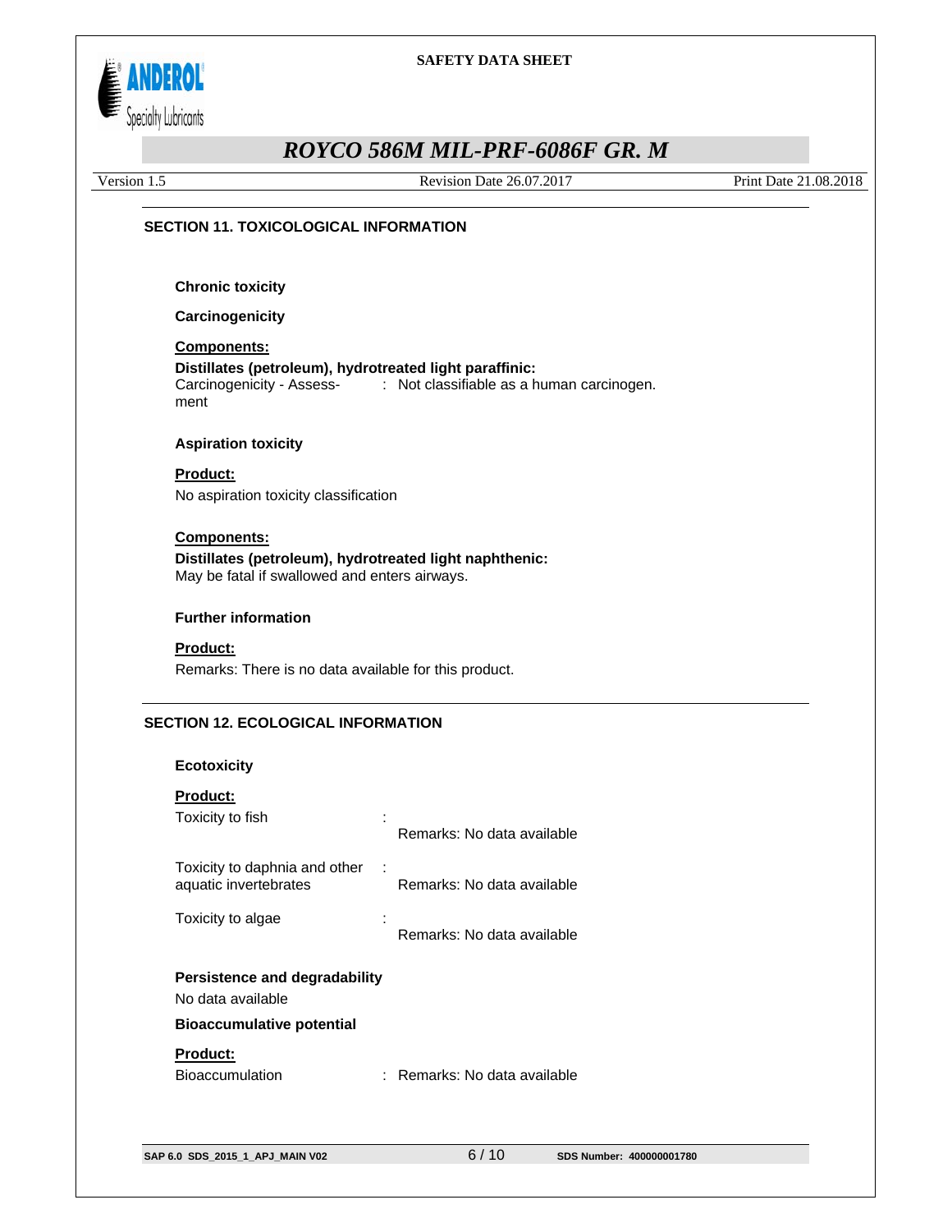## SECTION 11. TOXICOLOGICAL INFORMATION

**Chronic toxicity**

**Carcinogenicity**

**Components:**

**Distillates (petroleum), hydrotreated light paraffinic:**

Carcinogenicity - Assessment : Not classifiable as a human carcinogen.

**Aspiration toxicity**

**Product:**

No aspiration toxicity classification

**Components:**

**Distillates (petroleum), hydrotreated light naphthenic:**

May be fatal if swallowed and enters airways.

**Further information**

**Product:**

Remarks: There is no data available for this product.

## SECTION 12. ECOLOGICAL INFORMATION

**Ecotoxicity**

**Product:**

Toxicity to fish : Remarks: No data available

Toxicity to daphnia and other aquatic invertebrates : Remarks: No data available

Toxicity to algae : Remarks: No data available

**Persistence and degradability**

No data available

**Bioaccumulative potential**

**Product:**

Bioaccumulation : Remarks: No data available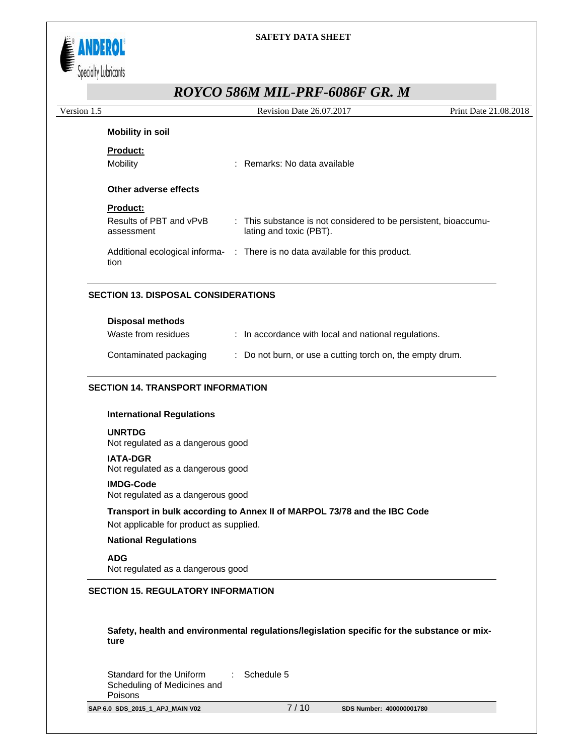### Mobility in soil

**Product:**

Mobility : Remarks: No data available

### Other adverse effects

**Product:**

| | |
|---|---|
| Results of PBT and vPvB assessment | : This substance is not considered to be persistent, bioaccumulating and toxic (PBT). |
| Additional ecological information | : There is no data available for this product. |

## SECTION 13. DISPOSAL CONSIDERATIONS

### Disposal methods

| | |
|---|---|
| Waste from residues | : In accordance with local and national regulations. |
| Contaminated packaging | : Do not burn, or use a cutting torch on, the empty drum. |

## SECTION 14. TRANSPORT INFORMATION

### International Regulations

**UNRTDG**
Not regulated as a dangerous good

**IATA-DGR**
Not regulated as a dangerous good

**IMDG-Code**
Not regulated as a dangerous good

**Transport in bulk according to Annex II of MARPOL 73/78 and the IBC Code**
Not applicable for product as supplied.

### National Regulations

**ADG**
Not regulated as a dangerous good

## SECTION 15. REGULATORY INFORMATION

**Safety, health and environmental regulations/legislation specific for the substance or mixture**

Standard for the Uniform Scheduling of Medicines and Poisons : Schedule 5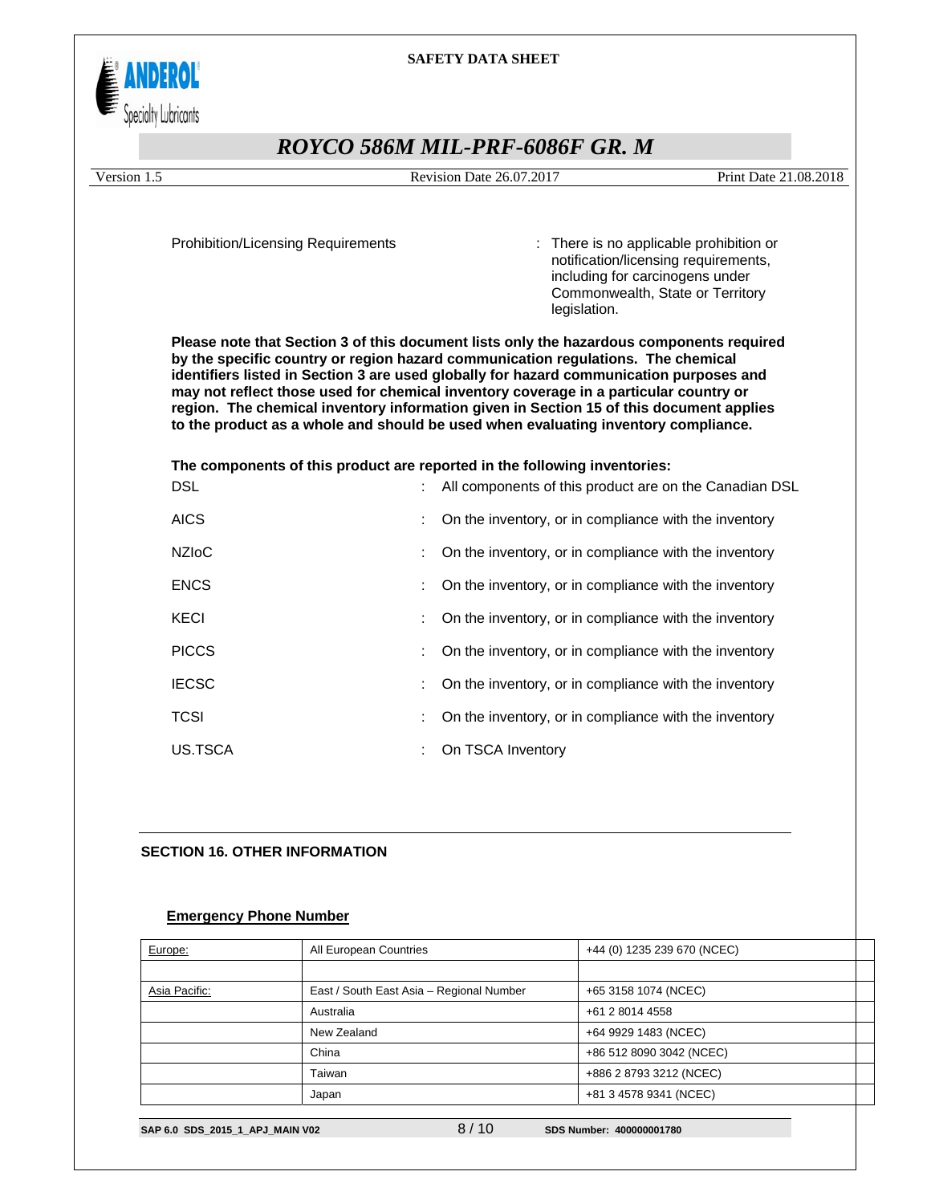Prohibition/Licensing Requirements : There is no applicable prohibition or notification/licensing requirements, including for carcinogens under Commonwealth, State or Territory legislation.

**Please note that Section 3 of this document lists only the hazardous components required by the specific country or region hazard communication regulations. The chemical identifiers listed in Section 3 are used globally for hazard communication purposes and may not reflect those used for chemical inventory coverage in a particular country or region. The chemical inventory information given in Section 15 of this document applies to the product as a whole and should be used when evaluating inventory compliance.**

**The components of this product are reported in the following inventories:**

DSL : All components of this product are on the Canadian DSL

AICS : On the inventory, or in compliance with the inventory

NZIoC : On the inventory, or in compliance with the inventory

ENCS : On the inventory, or in compliance with the inventory

KECI : On the inventory, or in compliance with the inventory

PICCS : On the inventory, or in compliance with the inventory

IECSC : On the inventory, or in compliance with the inventory

TCSI : On the inventory, or in compliance with the inventory

US.TSCA : On TSCA Inventory

## SECTION 16. OTHER INFORMATION

### Emergency Phone Number

| | | |
|---|---|---|
| Europe: | All European Countries | +44 (0) 1235 239 670 (NCEC) |
| | | |
| Asia Pacific: | East / South East Asia – Regional Number | +65 3158 1074 (NCEC) |
| | Australia | +61 2 8014 4558 |
| | New Zealand | +64 9929 1483 (NCEC) |
| | China | +86 512 8090 3042 (NCEC) |
| | Taiwan | +886 2 8793 3212 (NCEC) |
| | Japan | +81 3 4578 9341 (NCEC) |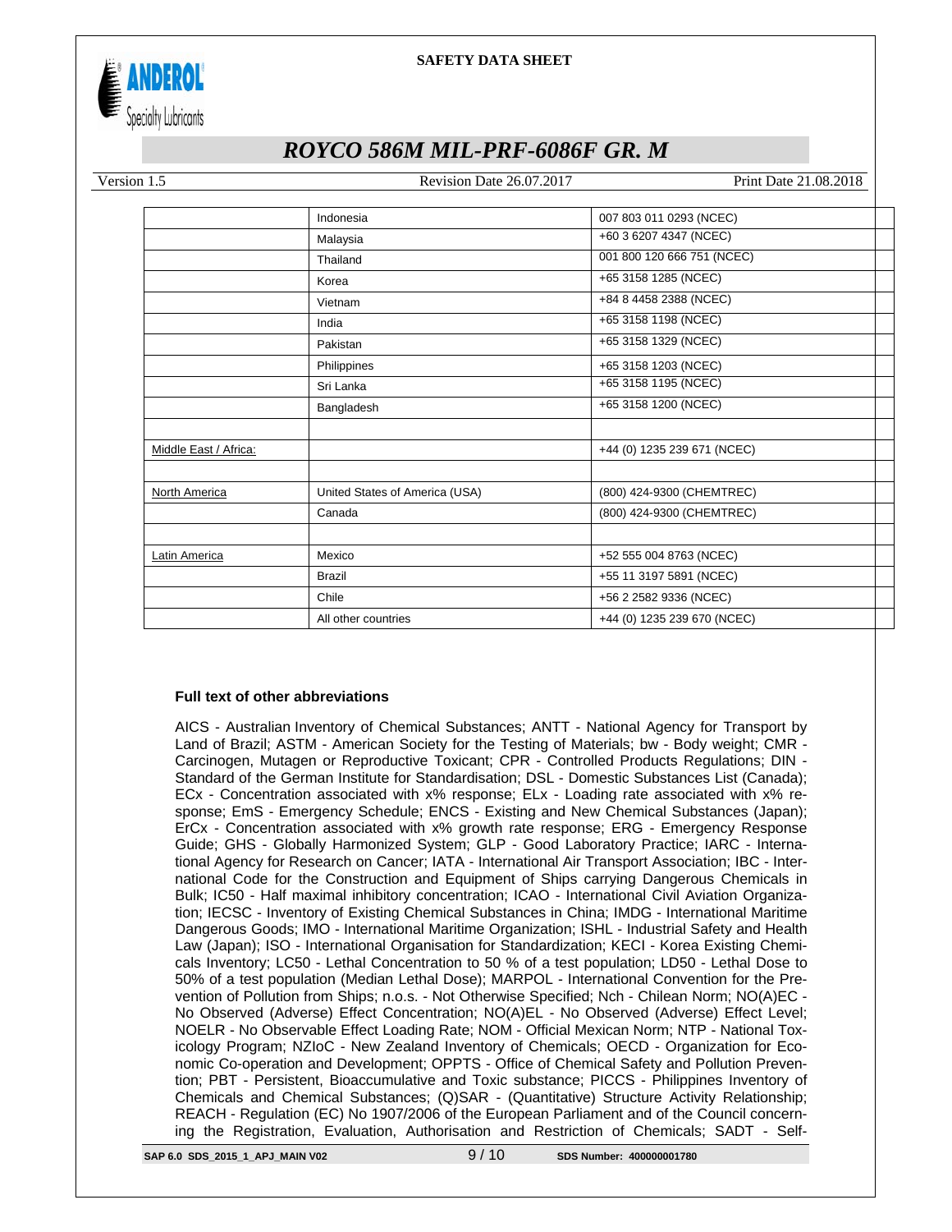| | | |
|---|---|---|
| | Indonesia | 007 803 011 0293 (NCEC) |
| | Malaysia | +60 3 6207 4347 (NCEC) |
| | Thailand | 001 800 120 666 751 (NCEC) |
| | Korea | +65 3158 1285 (NCEC) |
| | Vietnam | +84 8 4458 2388 (NCEC) |
| | India | +65 3158 1198 (NCEC) |
| | Pakistan | +65 3158 1329 (NCEC) |
| | Philippines | +65 3158 1203 (NCEC) |
| | Sri Lanka | +65 3158 1195 (NCEC) |
| | Bangladesh | +65 3158 1200 (NCEC) |
| | | |
| Middle East / Africa: | | +44 (0) 1235 239 671 (NCEC) |
| | | |
| North America | United States of America (USA) | (800) 424-9300 (CHEMTREC) |
| | Canada | (800) 424-9300 (CHEMTREC) |
| | | |
| Latin America | Mexico | +52 555 004 8763 (NCEC) |
| | Brazil | +55 11 3197 5891 (NCEC) |
| | Chile | +56 2 2582 9336 (NCEC) |
| | All other countries | +44 (0) 1235 239 670 (NCEC) |

**Full text of other abbreviations**

AICS - Australian Inventory of Chemical Substances; ANTT - National Agency for Transport by Land of Brazil; ASTM - American Society for the Testing of Materials; bw - Body weight; CMR - Carcinogen, Mutagen or Reproductive Toxicant; CPR - Controlled Products Regulations; DIN - Standard of the German Institute for Standardisation; DSL - Domestic Substances List (Canada); ECx - Concentration associated with x% response; ELx - Loading rate associated with x% response; EmS - Emergency Schedule; ENCS - Existing and New Chemical Substances (Japan); ErCx - Concentration associated with x% growth rate response; ERG - Emergency Response Guide; GHS - Globally Harmonized System; GLP - Good Laboratory Practice; IARC - International Agency for Research on Cancer; IATA - International Air Transport Association; IBC - International Code for the Construction and Equipment of Ships carrying Dangerous Chemicals in Bulk; IC50 - Half maximal inhibitory concentration; ICAO - International Civil Aviation Organization; IECSC - Inventory of Existing Chemical Substances in China; IMDG - International Maritime Dangerous Goods; IMO - International Maritime Organization; ISHL - Industrial Safety and Health Law (Japan); ISO - International Organisation for Standardization; KECI - Korea Existing Chemicals Inventory; LC50 - Lethal Concentration to 50 % of a test population; LD50 - Lethal Dose to 50% of a test population (Median Lethal Dose); MARPOL - International Convention for the Prevention of Pollution from Ships; n.o.s. - Not Otherwise Specified; Nch - Chilean Norm; NO(A)EC - No Observed (Adverse) Effect Concentration; NO(A)EL - No Observed (Adverse) Effect Level; NOELR - No Observable Effect Loading Rate; NOM - Official Mexican Norm; NTP - National Toxicology Program; NZIoC - New Zealand Inventory of Chemicals; OECD - Organization for Economic Co-operation and Development; OPPTS - Office of Chemical Safety and Pollution Prevention; PBT - Persistent, Bioaccumulative and Toxic substance; PICCS - Philippines Inventory of Chemicals and Chemical Substances; (Q)SAR - (Quantitative) Structure Activity Relationship; REACH - Regulation (EC) No 1907/2006 of the European Parliament and of the Council concerning the Registration, Evaluation, Authorisation and Restriction of Chemicals; SADT - Self-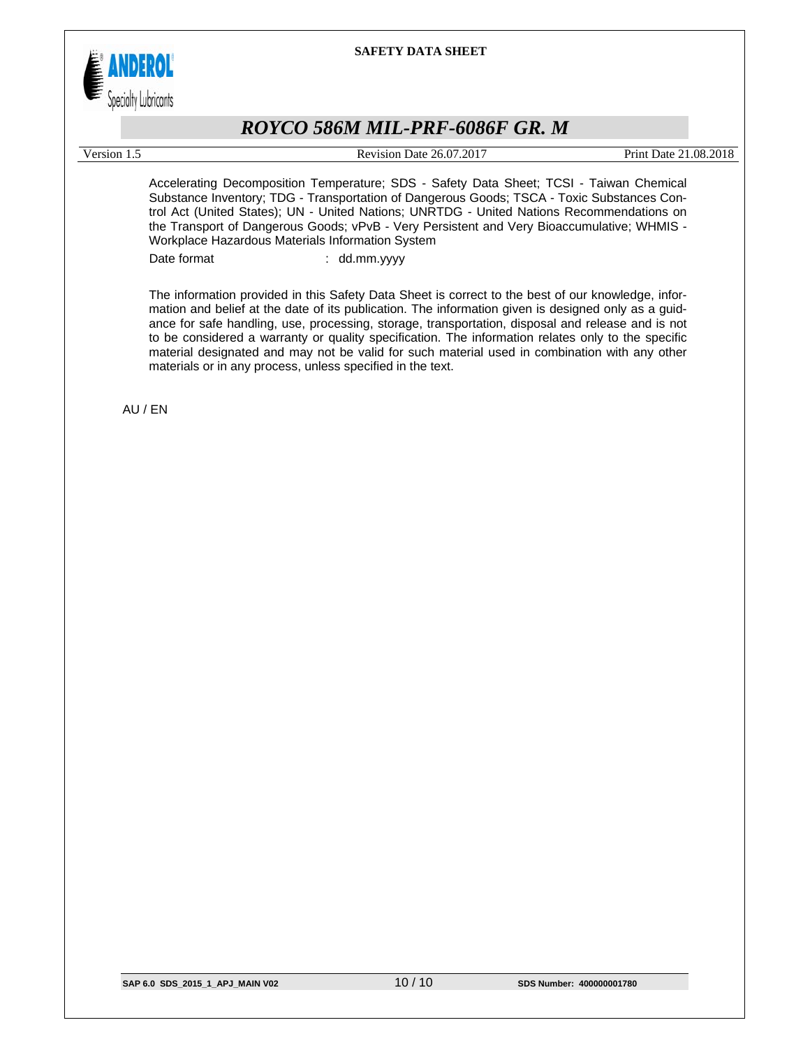Accelerating Decomposition Temperature; SDS - Safety Data Sheet; TCSI - Taiwan Chemical Substance Inventory; TDG - Transportation of Dangerous Goods; TSCA - Toxic Substances Control Act (United States); UN - United Nations; UNRTDG - United Nations Recommendations on the Transport of Dangerous Goods; vPvB - Very Persistent and Very Bioaccumulative; WHMIS - Workplace Hazardous Materials Information System

Date format : dd.mm.yyyy

The information provided in this Safety Data Sheet is correct to the best of our knowledge, information and belief at the date of its publication. The information given is designed only as a guidance for safe handling, use, processing, storage, transportation, disposal and release and is not to be considered a warranty or quality specification. The information relates only to the specific material designated and may not be valid for such material used in combination with any other materials or in any process, unless specified in the text.

AU / EN